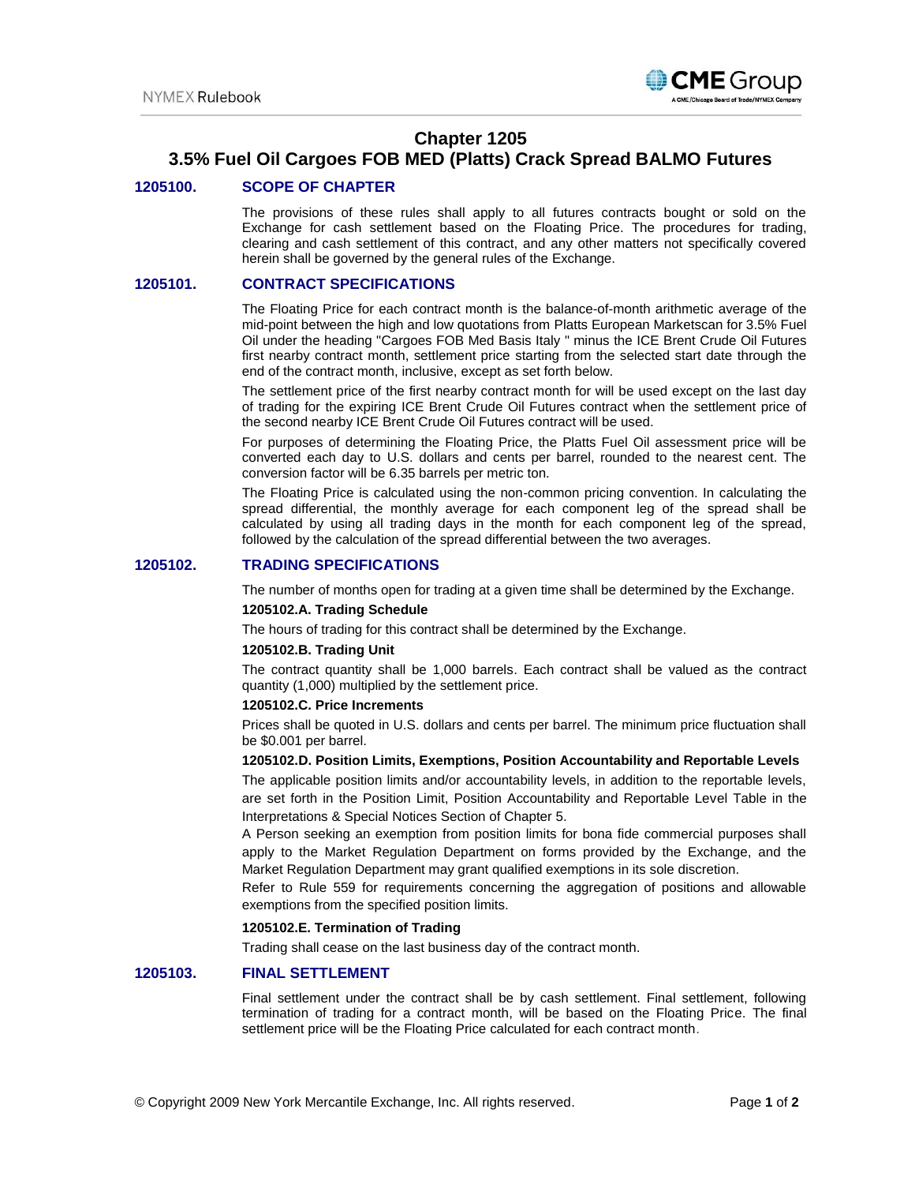# Chapter 1205
# 3.5% Fuel Oil Cargoes FOB MED (Platts) Crack Spread BALMO Futures

## 1205100. SCOPE OF CHAPTER

The provisions of these rules shall apply to all futures contracts bought or sold on the Exchange for cash settlement based on the Floating Price. The procedures for trading, clearing and cash settlement of this contract, and any other matters not specifically covered herein shall be governed by the general rules of the Exchange.

## 1205101. CONTRACT SPECIFICATIONS

The Floating Price for each contract month is the balance-of-month arithmetic average of the mid-point between the high and low quotations from Platts European Marketscan for 3.5% Fuel Oil under the heading "Cargoes FOB Med Basis Italy " minus the ICE Brent Crude Oil Futures first nearby contract month, settlement price starting from the selected start date through the end of the contract month, inclusive, except as set forth below.

The settlement price of the first nearby contract month for will be used except on the last day of trading for the expiring ICE Brent Crude Oil Futures contract when the settlement price of the second nearby ICE Brent Crude Oil Futures contract will be used.

For purposes of determining the Floating Price, the Platts Fuel Oil assessment price will be converted each day to U.S. dollars and cents per barrel, rounded to the nearest cent. The conversion factor will be 6.35 barrels per metric ton.

The Floating Price is calculated using the non-common pricing convention. In calculating the spread differential, the monthly average for each component leg of the spread shall be calculated by using all trading days in the month for each component leg of the spread, followed by the calculation of the spread differential between the two averages.

## 1205102. TRADING SPECIFICATIONS

The number of months open for trading at a given time shall be determined by the Exchange.

### 1205102.A. Trading Schedule

The hours of trading for this contract shall be determined by the Exchange.

### 1205102.B. Trading Unit

The contract quantity shall be 1,000 barrels. Each contract shall be valued as the contract quantity (1,000) multiplied by the settlement price.

### 1205102.C. Price Increments

Prices shall be quoted in U.S. dollars and cents per barrel. The minimum price fluctuation shall be $0.001 per barrel.

### 1205102.D. Position Limits, Exemptions, Position Accountability and Reportable Levels

The applicable position limits and/or accountability levels, in addition to the reportable levels, are set forth in the Position Limit, Position Accountability and Reportable Level Table in the Interpretations & Special Notices Section of Chapter 5.

A Person seeking an exemption from position limits for bona fide commercial purposes shall apply to the Market Regulation Department on forms provided by the Exchange, and the Market Regulation Department may grant qualified exemptions in its sole discretion.

Refer to Rule 559 for requirements concerning the aggregation of positions and allowable exemptions from the specified position limits.

### 1205102.E. Termination of Trading

Trading shall cease on the last business day of the contract month.

## 1205103. FINAL SETTLEMENT

Final settlement under the contract shall be by cash settlement. Final settlement, following termination of trading for a contract month, will be based on the Floating Price. The final settlement price will be the Floating Price calculated for each contract month.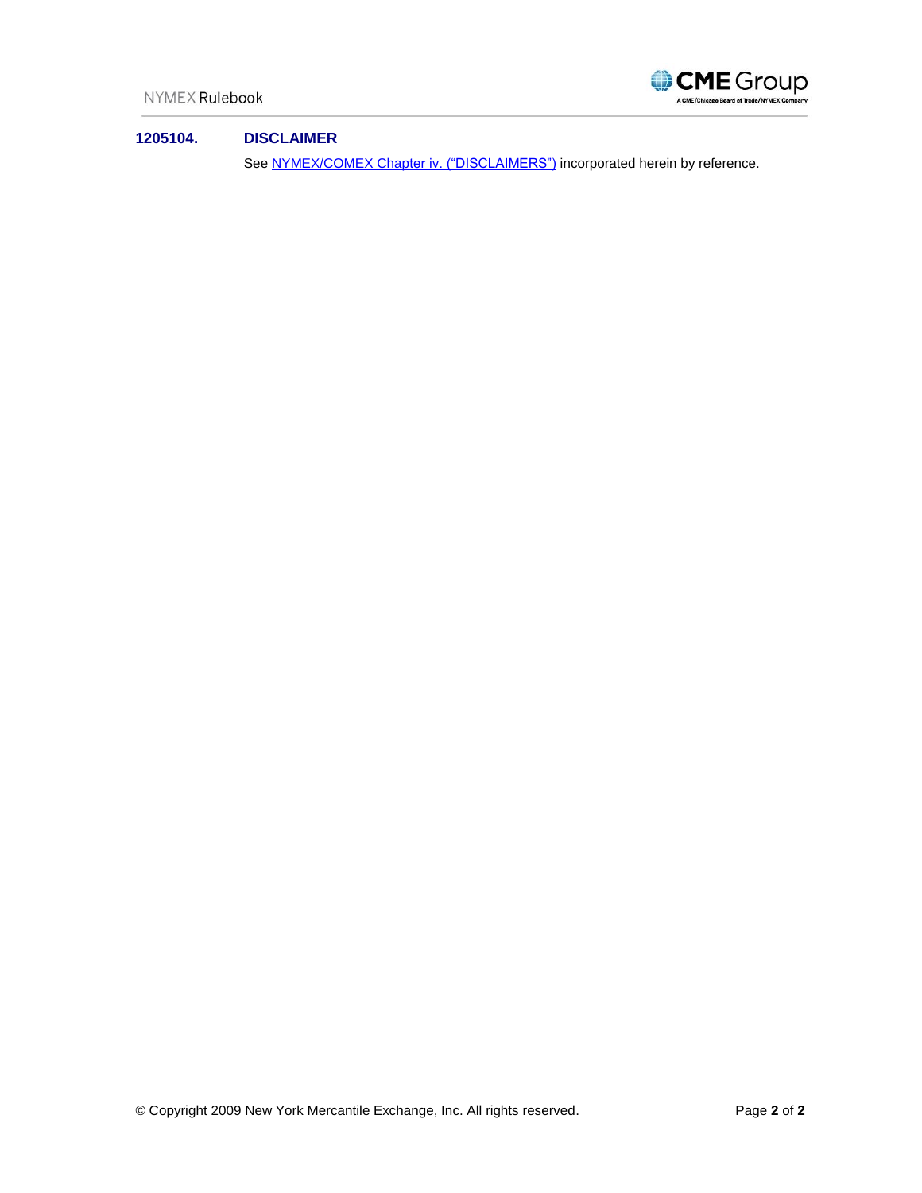## 1205104. DISCLAIMER

See NYMEX/COMEX Chapter iv. (“DISCLAIMERS”) incorporated herein by reference.